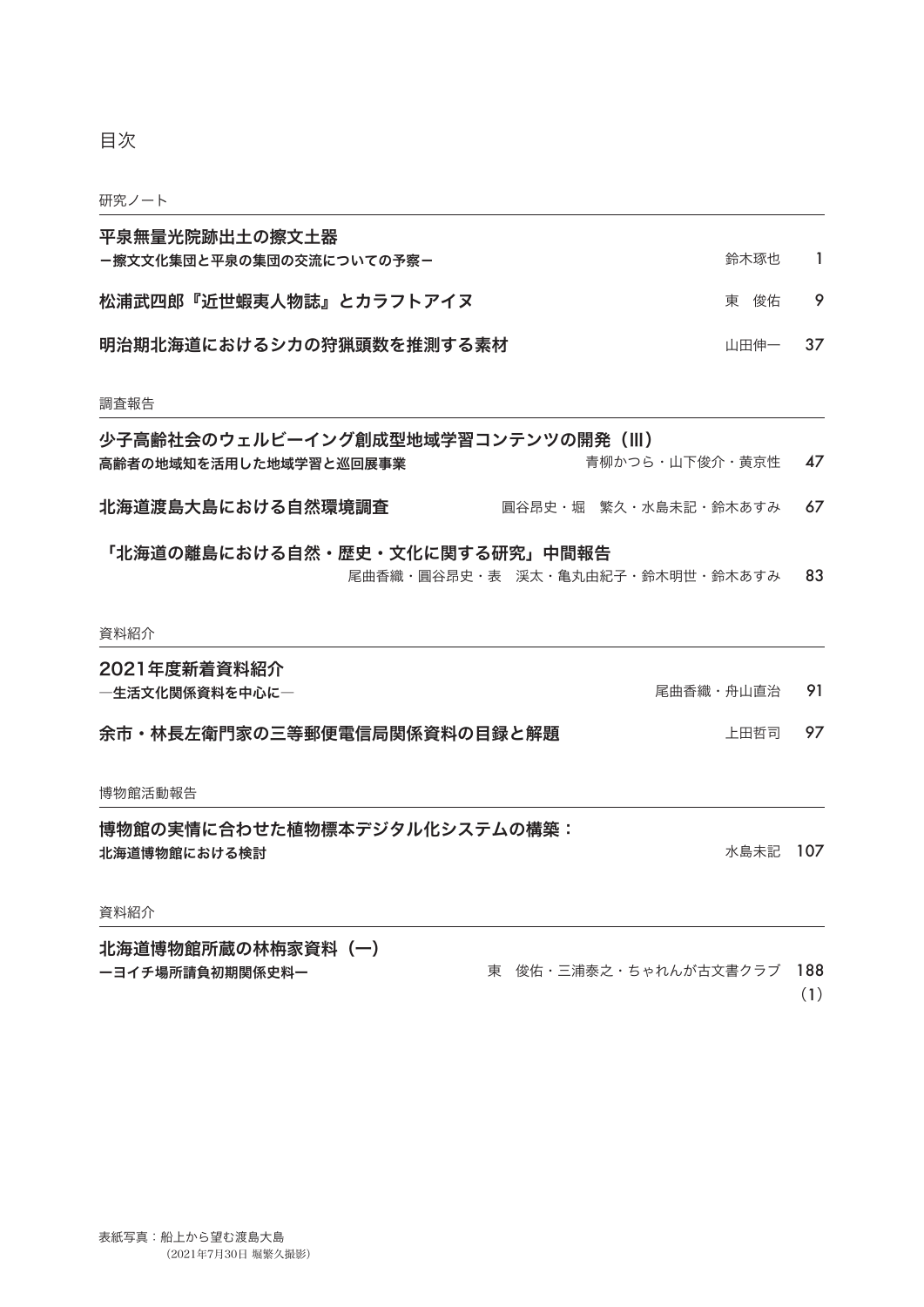# 目次

## 研究ノート

**平泉無量光院跡出土の擦文土器**
**ー擦文文化集団と平泉の集団の交流についての予察ー** 鈴木琢也 1

**松浦武四郎『近世蝦夷人物誌』とカラフトアイヌ** 東　俊佑 9

**明治期北海道におけるシカの狩猟頭数を推測する素材** 山田伸一 37

## 調査報告

**少子高齢社会のウェルビーイング創成型地域学習コンテンツの開発（III）**
**高齢者の地域知を活用した地域学習と巡回展事業** 青柳かつら・山下俊介・黄京性 47

**北海道渡島大島における自然環境調査** 圓谷昂史・堀　繁久・水島未記・鈴木あすみ 67

**「北海道の離島における自然・歴史・文化に関する研究」中間報告**
尾曲香織・圓谷昂史・表　渓太・亀丸由紀子・鈴木明世・鈴木あすみ 83

## 資料紹介

**2021年度新着資料紹介**
**―生活文化関係資料を中心に―** 尾曲香織・舟山直治 91

**余市・林長左衛門家の三等郵便電信局関係資料の目録と解題** 上田哲司 97

## 博物館活動報告

**博物館の実情に合わせた植物標本デジタル化システムの構築：**
**北海道博物館における検討** 水島未記 107

## 資料紹介

**北海道博物館所蔵の林栫家資料（一）**
**ーヨイチ場所請負初期関係史料ー** 東　俊佑・三浦泰之・ちゃれんが古文書クラブ 188
(1)

表紙写真：船上から望む渡島大島
（2021年7月30日 堀繁久撮影）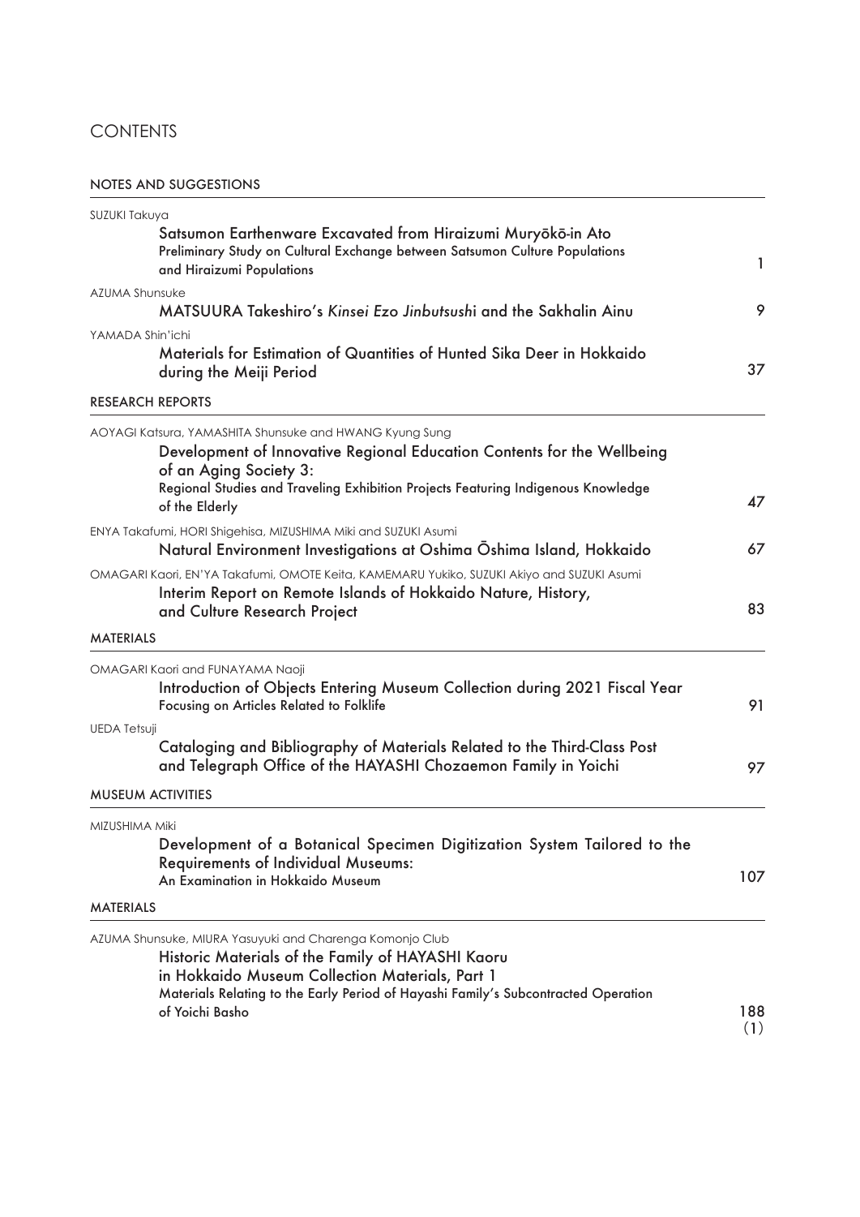# CONTENTS

## NOTES AND SUGGESTIONS

SUZUKI Takuya
**Satsumon Earthenware Excavated from Hiraizumi Muryōkō-in Ato**
Preliminary Study on Cultural Exchange between Satsumon Culture Populations and Hiraizumi Populations ..... 1

AZUMA Shunsuke
**MATSUURA Takeshiro's *Kinsei Ezo Jinbutsushi* and the Sakhalin Ainu** ..... 9

YAMADA Shin'ichi
**Materials for Estimation of Quantities of Hunted Sika Deer in Hokkaido during the Meiji Period** ..... 37

## RESEARCH REPORTS

AOYAGI Katsura, YAMASHITA Shunsuke and HWANG Kyung Sung
**Development of Innovative Regional Education Contents for the Wellbeing of an Aging Society 3:**
Regional Studies and Traveling Exhibition Projects Featuring Indigenous Knowledge of the Elderly ..... 47

ENYA Takafumi, HORI Shigehisa, MIZUSHIMA Miki and SUZUKI Asumi
**Natural Environment Investigations at Oshima Ōshima Island, Hokkaido** ..... 67

OMAGARI Kaori, EN'YA Takafumi, OMOTE Keita, KAMEMARU Yukiko, SUZUKI Akiyo and SUZUKI Asumi
**Interim Report on Remote Islands of Hokkaido Nature, History, and Culture Research Project** ..... 83

## MATERIALS

OMAGARI Kaori and FUNAYAMA Naoji
**Introduction of Objects Entering Museum Collection during 2021 Fiscal Year**
Focusing on Articles Related to Folklife ..... 91

UEDA Tetsuji
**Cataloging and Bibliography of Materials Related to the Third-Class Post and Telegraph Office of the HAYASHI Chozaemon Family in Yoichi** ..... 97

## MUSEUM ACTIVITIES

MIZUSHIMA Miki
**Development of a Botanical Specimen Digitization System Tailored to the Requirements of Individual Museums:**
An Examination in Hokkaido Museum ..... 107

## MATERIALS

AZUMA Shunsuke, MIURA Yasuyuki and Charenga Komonjo Club
**Historic Materials of the Family of HAYASHI Kaoru in Hokkaido Museum Collection Materials, Part 1**
Materials Relating to the Early Period of Hayashi Family's Subcontracted Operation of Yoichi Basho ..... 188 (1)